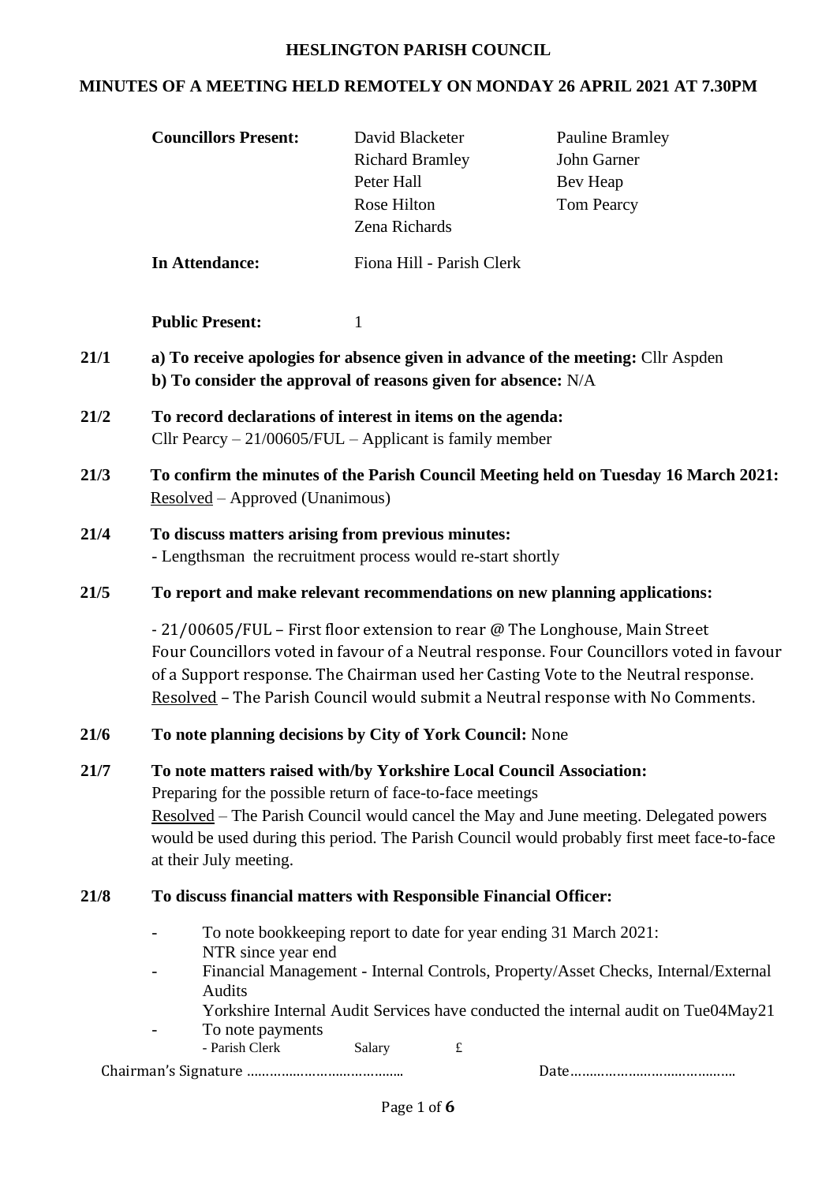# HESLINGTON PARISH COUNCIL

## MINUTES OF A MEETING HELD REMOTELY ON MONDAY 26 APRIL 2021 AT 7.30PM

**Councillors Present:** David Blacketer, Pauline Bramley, Richard Bramley, John Garner, Peter Hall, Bev Heap, Rose Hilton, Tom Pearcy, Zena Richards

**In Attendance:** Fiona Hill - Parish Clerk

**Public Present:** 1

**21/1** **a) To receive apologies for absence given in advance of the meeting:** Cllr Aspden
**b) To consider the approval of reasons given for absence:** N/A

**21/2** **To record declarations of interest in items on the agenda:**
Cllr Pearcy – 21/00605/FUL – Applicant is family member

**21/3** **To confirm the minutes of the Parish Council Meeting held on Tuesday 16 March 2021:**
Resolved – Approved (Unanimous)

**21/4** **To discuss matters arising from previous minutes:**
- Lengthsman the recruitment process would re-start shortly

**21/5** **To report and make relevant recommendations on new planning applications:**

- 21/00605/FUL – First floor extension to rear @ The Longhouse, Main Street
Four Councillors voted in favour of a Neutral response. Four Councillors voted in favour of a Support response. The Chairman used her Casting Vote to the Neutral response.
Resolved – The Parish Council would submit a Neutral response with No Comments.

**21/6** **To note planning decisions by City of York Council:** None

**21/7** **To note matters raised with/by Yorkshire Local Council Association:**
Preparing for the possible return of face-to-face meetings
Resolved – The Parish Council would cancel the May and June meeting. Delegated powers would be used during this period. The Parish Council would probably first meet face-to-face at their July meeting.

**21/8** **To discuss financial matters with Responsible Financial Officer:**

- To note bookkeeping report to date for year ending 31 March 2021:
  NTR since year end
- Financial Management - Internal Controls, Property/Asset Checks, Internal/External Audits
  Yorkshire Internal Audit Services have conducted the internal audit on Tue04May21
- To note payments
  - Parish Clerk Salary £

Chairman's Signature ………………………………… Date……………………………………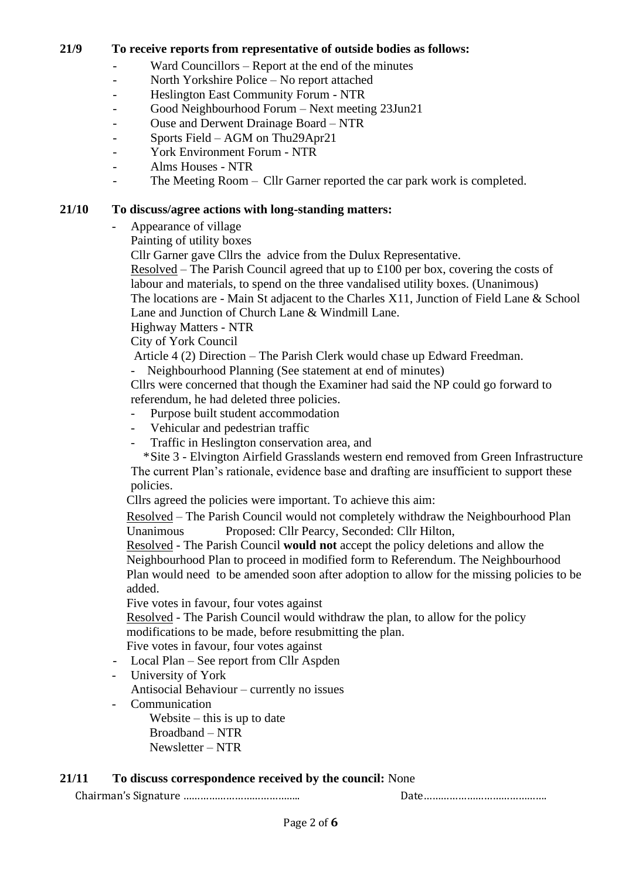**21/9 To receive reports from representative of outside bodies as follows:**

- Ward Councillors – Report at the end of the minutes
- North Yorkshire Police – No report attached
- Heslington East Community Forum - NTR
- Good Neighbourhood Forum – Next meeting 23Jun21
- Ouse and Derwent Drainage Board – NTR
- Sports Field – AGM on Thu29Apr21
- York Environment Forum - NTR
- Alms Houses - NTR
- The Meeting Room – Cllr Garner reported the car park work is completed.

**21/10 To discuss/agree actions with long-standing matters:**

- Appearance of village

  Painting of utility boxes

  Cllr Garner gave Cllrs the advice from the Dulux Representative.

  Resolved – The Parish Council agreed that up to £100 per box, covering the costs of labour and materials, to spend on the three vandalised utility boxes. (Unanimous)

  The locations are - Main St adjacent to the Charles X11, Junction of Field Lane & School Lane and Junction of Church Lane & Windmill Lane.

  Highway Matters - NTR

  City of York Council

  Article 4 (2) Direction – The Parish Clerk would chase up Edward Freedman.

  - Neighbourhood Planning (See statement at end of minutes)

  Cllrs were concerned that though the Examiner had said the NP could go forward to referendum, he had deleted three policies.

  - Purpose built student accommodation
  - Vehicular and pedestrian traffic
  - Traffic in Heslington conservation area, and

  *Site 3 - Elvington Airfield Grasslands western end removed from Green Infrastructure

  The current Plan's rationale, evidence base and drafting are insufficient to support these policies.

  Cllrs agreed the policies were important. To achieve this aim:

  Resolved – The Parish Council would not completely withdraw the Neighbourhood Plan
  Unanimous Proposed: Cllr Pearcy, Seconded: Cllr Hilton,

  Resolved - The Parish Council **would not** accept the policy deletions and allow the Neighbourhood Plan to proceed in modified form to Referendum. The Neighbourhood Plan would need to be amended soon after adoption to allow for the missing policies to be added.

  Five votes in favour, four votes against

  Resolved - The Parish Council would withdraw the plan, to allow for the policy modifications to be made, before resubmitting the plan.

  Five votes in favour, four votes against

- Local Plan – See report from Cllr Aspden
- University of York

  Antisocial Behaviour – currently no issues

- Communication

  Website – this is up to date

  Broadband – NTR

  Newsletter – NTR

**21/11 To discuss correspondence received by the council:** None

Chairman's Signature ……………………………….. Date…………………………………..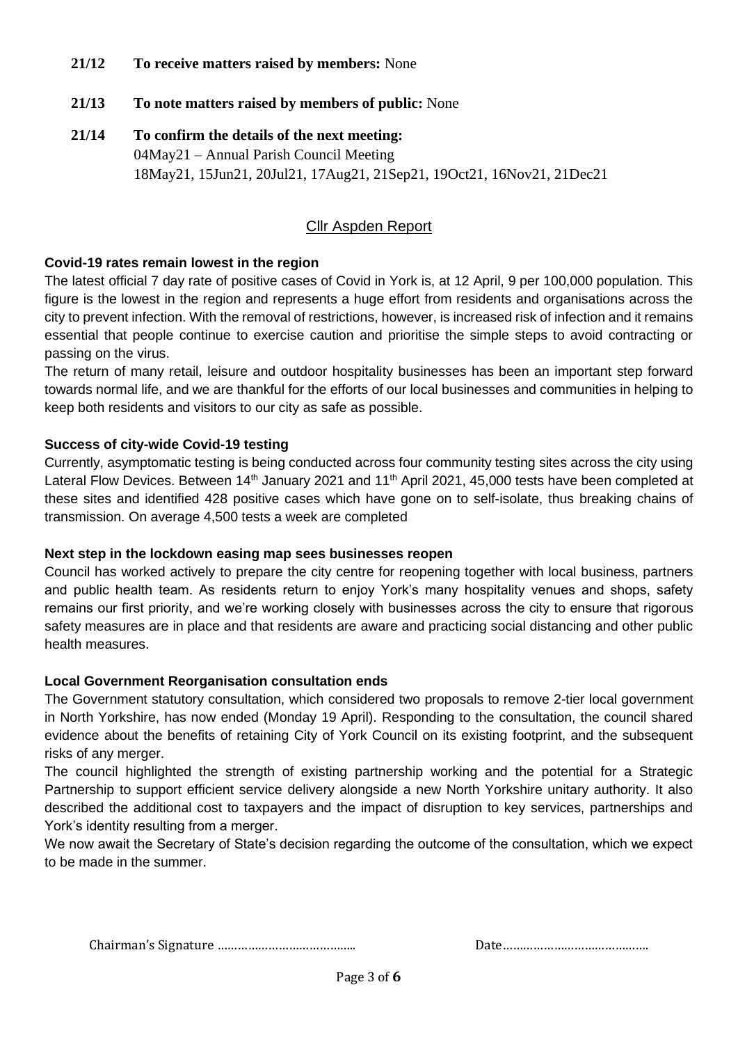**21/12 To receive matters raised by members:** None

**21/13 To note matters raised by members of public:** None

**21/14 To confirm the details of the next meeting:**
04May21 – Annual Parish Council Meeting
18May21, 15Jun21, 20Jul21, 17Aug21, 21Sep21, 19Oct21, 16Nov21, 21Dec21

## Cllr Aspden Report

**Covid-19 rates remain lowest in the region**

The latest official 7 day rate of positive cases of Covid in York is, at 12 April, 9 per 100,000 population. This figure is the lowest in the region and represents a huge effort from residents and organisations across the city to prevent infection. With the removal of restrictions, however, is increased risk of infection and it remains essential that people continue to exercise caution and prioritise the simple steps to avoid contracting or passing on the virus.

The return of many retail, leisure and outdoor hospitality businesses has been an important step forward towards normal life, and we are thankful for the efforts of our local businesses and communities in helping to keep both residents and visitors to our city as safe as possible.

**Success of city-wide Covid-19 testing**

Currently, asymptomatic testing is being conducted across four community testing sites across the city using Lateral Flow Devices. Between 14th January 2021 and 11th April 2021, 45,000 tests have been completed at these sites and identified 428 positive cases which have gone on to self-isolate, thus breaking chains of transmission. On average 4,500 tests a week are completed

**Next step in the lockdown easing map sees businesses reopen**

Council has worked actively to prepare the city centre for reopening together with local business, partners and public health team. As residents return to enjoy York's many hospitality venues and shops, safety remains our first priority, and we're working closely with businesses across the city to ensure that rigorous safety measures are in place and that residents are aware and practicing social distancing and other public health measures.

**Local Government Reorganisation consultation ends**

The Government statutory consultation, which considered two proposals to remove 2-tier local government in North Yorkshire, has now ended (Monday 19 April). Responding to the consultation, the council shared evidence about the benefits of retaining City of York Council on its existing footprint, and the subsequent risks of any merger.

The council highlighted the strength of existing partnership working and the potential for a Strategic Partnership to support efficient service delivery alongside a new North Yorkshire unitary authority. It also described the additional cost to taxpayers and the impact of disruption to key services, partnerships and York's identity resulting from a merger.

We now await the Secretary of State's decision regarding the outcome of the consultation, which we expect to be made in the summer.

Chairman's Signature ………………………………… Date……………………………………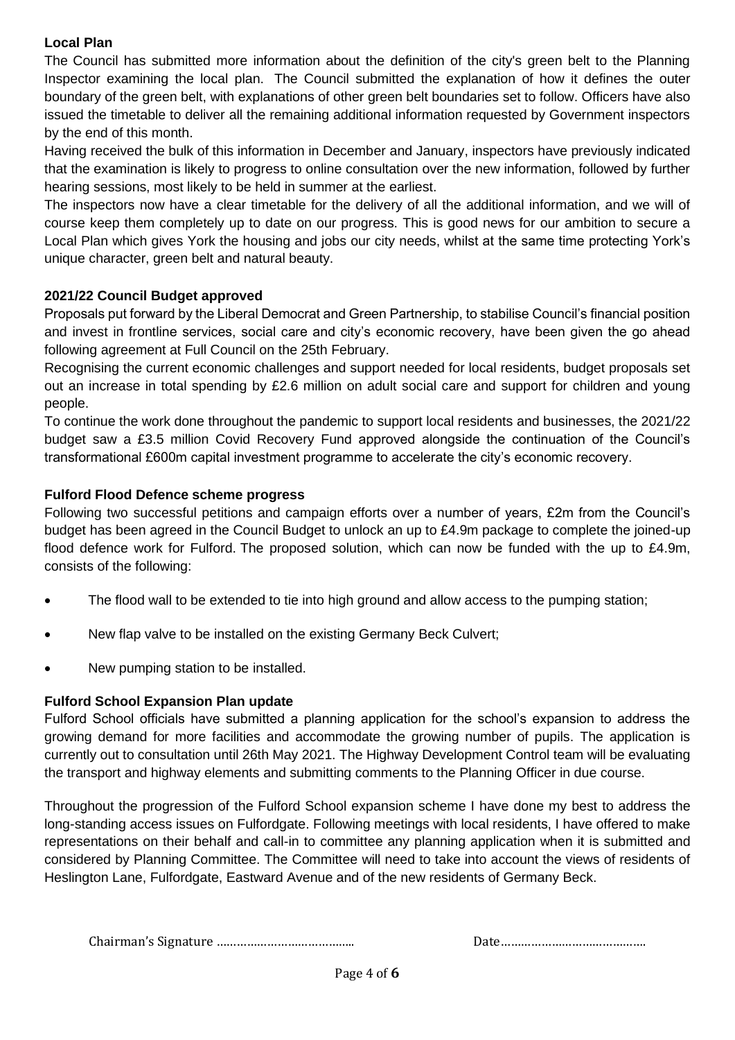**Local Plan**

The Council has submitted more information about the definition of the city's green belt to the Planning Inspector examining the local plan. The Council submitted the explanation of how it defines the outer boundary of the green belt, with explanations of other green belt boundaries set to follow. Officers have also issued the timetable to deliver all the remaining additional information requested by Government inspectors by the end of this month.

Having received the bulk of this information in December and January, inspectors have previously indicated that the examination is likely to progress to online consultation over the new information, followed by further hearing sessions, most likely to be held in summer at the earliest.

The inspectors now have a clear timetable for the delivery of all the additional information, and we will of course keep them completely up to date on our progress. This is good news for our ambition to secure a Local Plan which gives York the housing and jobs our city needs, whilst at the same time protecting York's unique character, green belt and natural beauty.

**2021/22 Council Budget approved**

Proposals put forward by the Liberal Democrat and Green Partnership, to stabilise Council's financial position and invest in frontline services, social care and city's economic recovery, have been given the go ahead following agreement at Full Council on the 25th February.

Recognising the current economic challenges and support needed for local residents, budget proposals set out an increase in total spending by £2.6 million on adult social care and support for children and young people.

To continue the work done throughout the pandemic to support local residents and businesses, the 2021/22 budget saw a £3.5 million Covid Recovery Fund approved alongside the continuation of the Council's transformational £600m capital investment programme to accelerate the city's economic recovery.

**Fulford Flood Defence scheme progress**

Following two successful petitions and campaign efforts over a number of years, £2m from the Council's budget has been agreed in the Council Budget to unlock an up to £4.9m package to complete the joined-up flood defence work for Fulford. The proposed solution, which can now be funded with the up to £4.9m, consists of the following:

- The flood wall to be extended to tie into high ground and allow access to the pumping station;
- New flap valve to be installed on the existing Germany Beck Culvert;
- New pumping station to be installed.

**Fulford School Expansion Plan update**

Fulford School officials have submitted a planning application for the school's expansion to address the growing demand for more facilities and accommodate the growing number of pupils. The application is currently out to consultation until 26th May 2021. The Highway Development Control team will be evaluating the transport and highway elements and submitting comments to the Planning Officer in due course.

Throughout the progression of the Fulford School expansion scheme I have done my best to address the long-standing access issues on Fulfordgate. Following meetings with local residents, I have offered to make representations on their behalf and call-in to committee any planning application when it is submitted and considered by Planning Committee. The Committee will need to take into account the views of residents of Heslington Lane, Fulfordgate, Eastward Avenue and of the new residents of Germany Beck.

Chairman's Signature …………………………………… Date……………………………………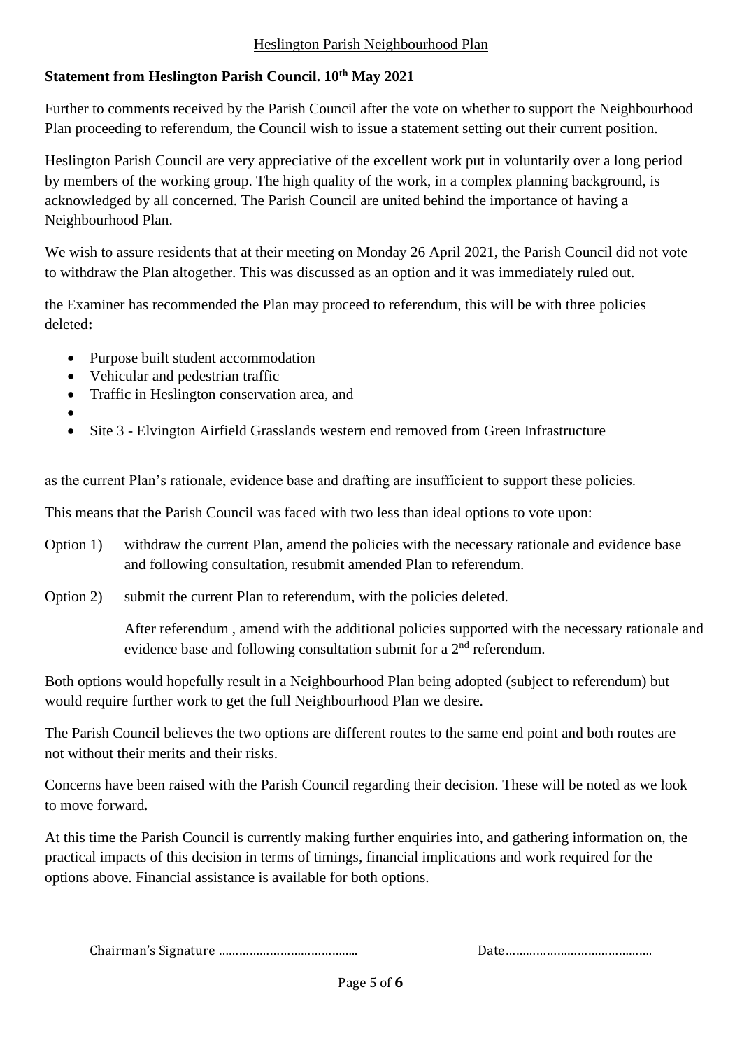Heslington Parish Neighbourhood Plan

**Statement from Heslington Parish Council. 10th May 2021**

Further to comments received by the Parish Council after the vote on whether to support the Neighbourhood Plan proceeding to referendum, the Council wish to issue a statement setting out their current position.

Heslington Parish Council are very appreciative of the excellent work put in voluntarily over a long period by members of the working group. The high quality of the work, in a complex planning background, is acknowledged by all concerned. The Parish Council are united behind the importance of having a Neighbourhood Plan.

We wish to assure residents that at their meeting on Monday 26 April 2021, the Parish Council did not vote to withdraw the Plan altogether. This was discussed as an option and it was immediately ruled out.

the Examiner has recommended the Plan may proceed to referendum, this will be with three policies deleted**:**

- Purpose built student accommodation
- Vehicular and pedestrian traffic
- Traffic in Heslington conservation area, and
- 
- Site 3 - Elvington Airfield Grasslands western end removed from Green Infrastructure

as the current Plan's rationale, evidence base and drafting are insufficient to support these policies.

This means that the Parish Council was faced with two less than ideal options to vote upon:

Option 1) withdraw the current Plan, amend the policies with the necessary rationale and evidence base and following consultation, resubmit amended Plan to referendum.

Option 2) submit the current Plan to referendum, with the policies deleted.

After referendum , amend with the additional policies supported with the necessary rationale and evidence base and following consultation submit for a 2nd referendum.

Both options would hopefully result in a Neighbourhood Plan being adopted (subject to referendum) but would require further work to get the full Neighbourhood Plan we desire.

The Parish Council believes the two options are different routes to the same end point and both routes are not without their merits and their risks.

Concerns have been raised with the Parish Council regarding their decision. These will be noted as we look to move forward**.**

At this time the Parish Council is currently making further enquiries into, and gathering information on, the practical impacts of this decision in terms of timings, financial implications and work required for the options above. Financial assistance is available for both options.

Chairman's Signature …………………………………… Date……………………………………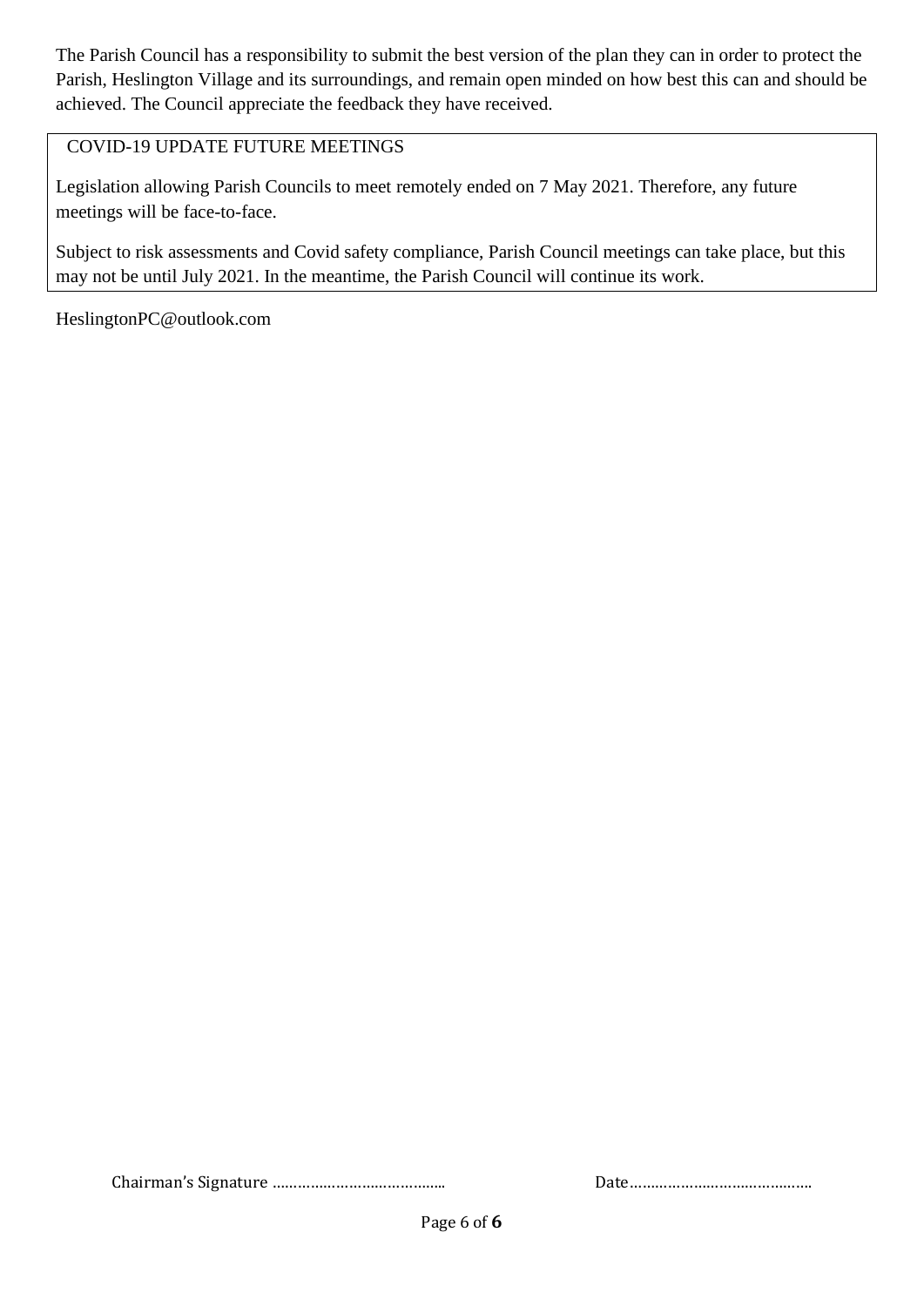The Parish Council has a responsibility to submit the best version of the plan they can in order to protect the Parish, Heslington Village and its surroundings, and remain open minded on how best this can and should be achieved. The Council appreciate the feedback they have received.

## COVID-19 UPDATE FUTURE MEETINGS

Legislation allowing Parish Councils to meet remotely ended on 7 May 2021. Therefore, any future meetings will be face-to-face.

Subject to risk assessments and Covid safety compliance, Parish Council meetings can take place, but this may not be until July 2021. In the meantime, the Parish Council will continue its work.

HeslingtonPC@outlook.com

Chairman's Signature ……………………………………   Date……………………………………